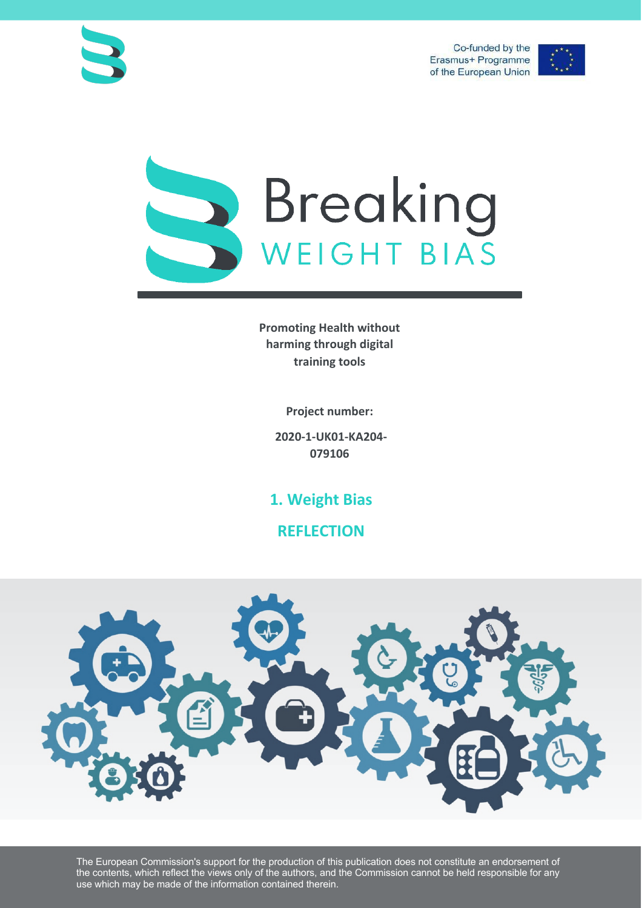Co-funded by the Erasmus+ Programme of the European Union

# Breaking WEIGHT BIAS

**Promoting Health without harming through digital training tools**

**Project number:**

**2020-1-UK01-KA204-079106**

## 1. Weight Bias

## REFLECTION

The European Commission's support for the production of this publication does not constitute an endorsement of the contents, which reflect the views only of the authors, and the Commission cannot be held responsible for any use which may be made of the information contained therein.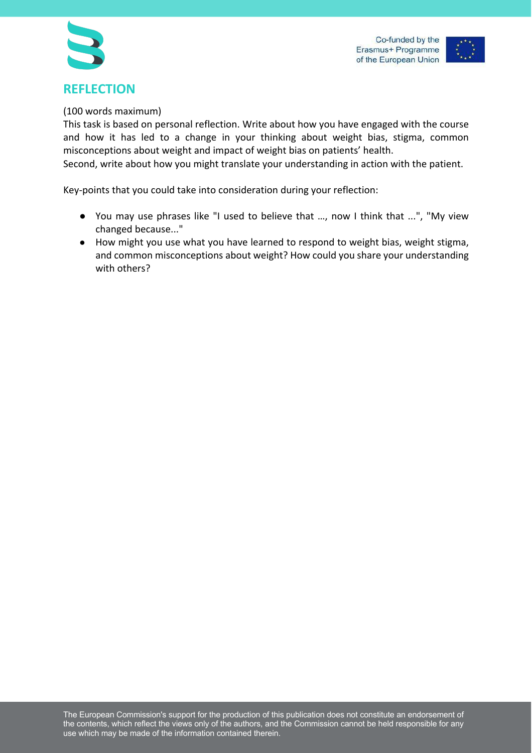## REFLECTION

(100 words maximum)

This task is based on personal reflection. Write about how you have engaged with the course and how it has led to a change in your thinking about weight bias, stigma, common misconceptions about weight and impact of weight bias on patients' health.

Second, write about how you might translate your understanding in action with the patient.

Key-points that you could take into consideration during your reflection:

- You may use phrases like "I used to believe that …, now I think that ...", "My view changed because..."
- How might you use what you have learned to respond to weight bias, weight stigma, and common misconceptions about weight? How could you share your understanding with others?